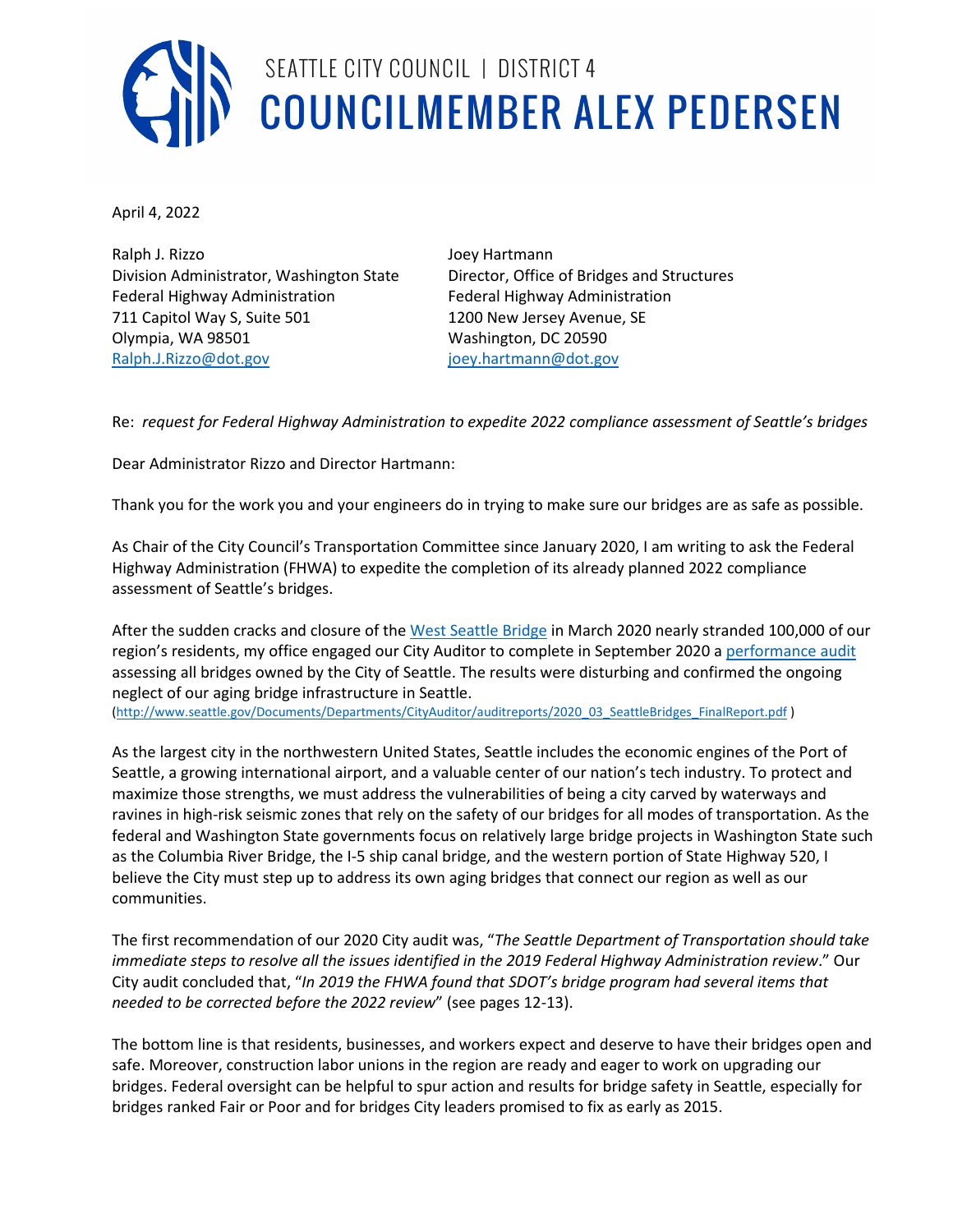# SEATTLE CITY COUNCIL | DISTRICT 4
# COUNCILMEMBER ALEX PEDERSEN

April 4, 2022

Ralph J. Rizzo
Division Administrator, Washington State
Federal Highway Administration
711 Capitol Way S, Suite 501
Olympia, WA 98501
[Ralph.J.Rizzo@dot.gov](mailto:Ralph.J.Rizzo@dot.gov)

Joey Hartmann
Director, Office of Bridges and Structures
Federal Highway Administration
1200 New Jersey Avenue, SE
Washington, DC 20590
[joey.hartmann@dot.gov](mailto:joey.hartmann@dot.gov)

Re: *request for Federal Highway Administration to expedite 2022 compliance assessment of Seattle's bridges*

Dear Administrator Rizzo and Director Hartmann:

Thank you for the work you and your engineers do in trying to make sure our bridges are as safe as possible.

As Chair of the City Council's Transportation Committee since January 2020, I am writing to ask the Federal Highway Administration (FHWA) to expedite the completion of its already planned 2022 compliance assessment of Seattle's bridges.

After the sudden cracks and closure of the West Seattle Bridge in March 2020 nearly stranded 100,000 of our region's residents, my office engaged our City Auditor to complete in September 2020 a performance audit assessing all bridges owned by the City of Seattle. The results were disturbing and confirmed the ongoing neglect of our aging bridge infrastructure in Seattle.
(http://www.seattle.gov/Documents/Departments/CityAuditor/auditreports/2020_03_SeattleBridges_FinalReport.pdf )

As the largest city in the northwestern United States, Seattle includes the economic engines of the Port of Seattle, a growing international airport, and a valuable center of our nation's tech industry. To protect and maximize those strengths, we must address the vulnerabilities of being a city carved by waterways and ravines in high-risk seismic zones that rely on the safety of our bridges for all modes of transportation. As the federal and Washington State governments focus on relatively large bridge projects in Washington State such as the Columbia River Bridge, the I-5 ship canal bridge, and the western portion of State Highway 520, I believe the City must step up to address its own aging bridges that connect our region as well as our communities.

The first recommendation of our 2020 City audit was, "*The Seattle Department of Transportation should take immediate steps to resolve all the issues identified in the 2019 Federal Highway Administration review*." Our City audit concluded that, "*In 2019 the FHWA found that SDOT's bridge program had several items that needed to be corrected before the 2022 review*" (see pages 12-13).

The bottom line is that residents, businesses, and workers expect and deserve to have their bridges open and safe. Moreover, construction labor unions in the region are ready and eager to work on upgrading our bridges. Federal oversight can be helpful to spur action and results for bridge safety in Seattle, especially for bridges ranked Fair or Poor and for bridges City leaders promised to fix as early as 2015.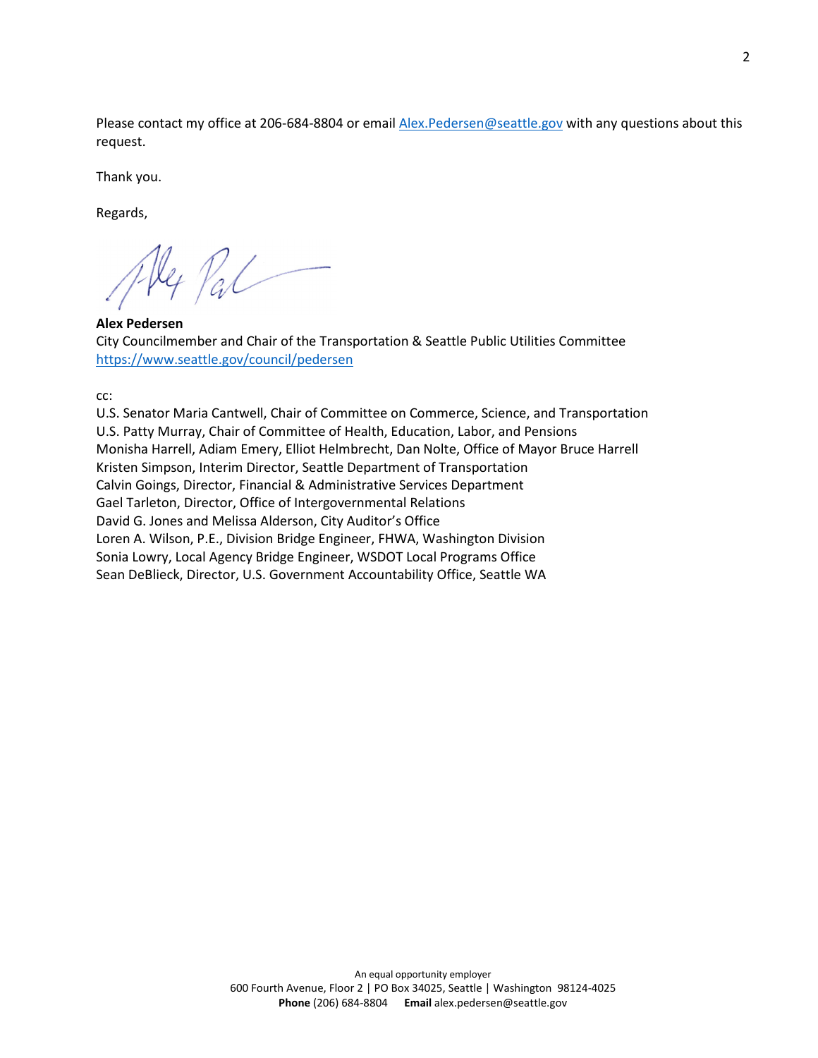Please contact my office at 206-684-8804 or email [Alex.Pedersen@seattle.gov](mailto:Alex.Pedersen@seattle.gov) with any questions about this request.

Thank you.

Regards,

**Alex Pedersen**
City Councilmember and Chair of the Transportation & Seattle Public Utilities Committee
[https://www.seattle.gov/council/pedersen](https://www.seattle.gov/council/pedersen)

cc:
U.S. Senator Maria Cantwell, Chair of Committee on Commerce, Science, and Transportation
U.S. Patty Murray, Chair of Committee of Health, Education, Labor, and Pensions
Monisha Harrell, Adiam Emery, Elliot Helmbrecht, Dan Nolte, Office of Mayor Bruce Harrell
Kristen Simpson, Interim Director, Seattle Department of Transportation
Calvin Goings, Director, Financial & Administrative Services Department
Gael Tarleton, Director, Office of Intergovernmental Relations
David G. Jones and Melissa Alderson, City Auditor's Office
Loren A. Wilson, P.E., Division Bridge Engineer, FHWA, Washington Division
Sonia Lowry, Local Agency Bridge Engineer, WSDOT Local Programs Office
Sean DeBlieck, Director, U.S. Government Accountability Office, Seattle WA